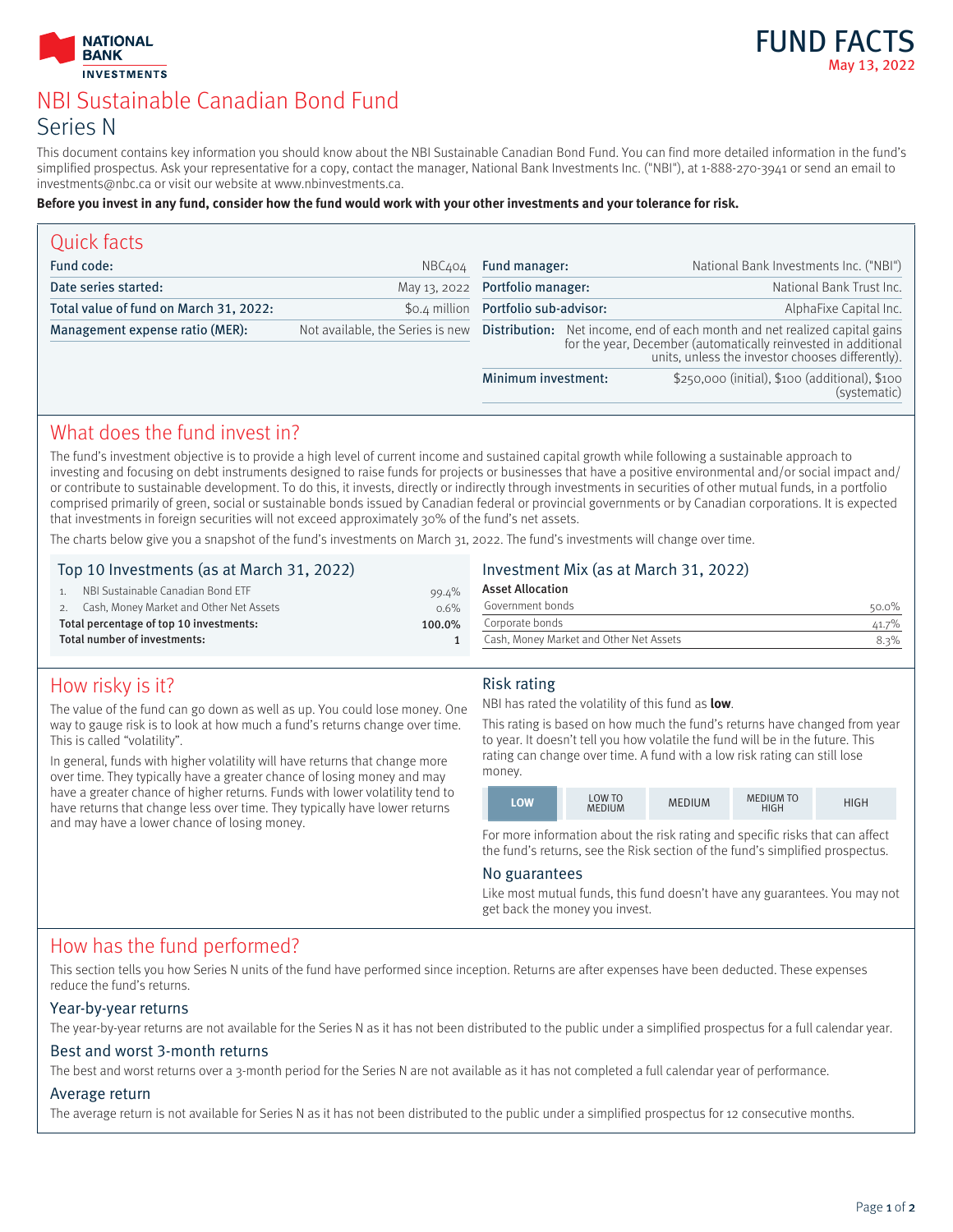FUND FACTS
May 13, 2022

# NBI Sustainable Canadian Bond Fund
## Series N

This document contains key information you should know about the NBI Sustainable Canadian Bond Fund. You can find more detailed information in the fund's simplified prospectus. Ask your representative for a copy, contact the manager, National Bank Investments Inc. ("NBI"), at 1-888-270-3941 or send an email to investments@nbc.ca or visit our website at www.nbinvestments.ca.

**Before you invest in any fund, consider how the fund would work with your other investments and your tolerance for risk.**

## Quick facts

| | |
|---|---|
| Fund code: | NBC404 |
| Date series started: | May 13, 2022 |
| Total value of fund on March 31, 2022: | $0.4 million |
| Management expense ratio (MER): | Not available, the Series is new |
| Fund manager: | National Bank Investments Inc. ("NBI") |
| Portfolio manager: | National Bank Trust Inc. |
| Portfolio sub-advisor: | AlphaFixe Capital Inc. |
| Distribution: | Net income, end of each month and net realized capital gains for the year, December (automatically reinvested in additional units, unless the investor chooses differently). |
| Minimum investment: | $250,000 (initial), $100 (additional), $100 (systematic) |

## What does the fund invest in?

The fund's investment objective is to provide a high level of current income and sustained capital growth while following a sustainable approach to investing and focusing on debt instruments designed to raise funds for projects or businesses that have a positive environmental and/or social impact and/or contribute to sustainable development. To do this, it invests, directly or indirectly through investments in securities of other mutual funds, in a portfolio comprised primarily of green, social or sustainable bonds issued by Canadian federal or provincial governments or by Canadian corporations. It is expected that investments in foreign securities will not exceed approximately 30% of the fund's net assets.

The charts below give you a snapshot of the fund's investments on March 31, 2022. The fund's investments will change over time.

### Top 10 Investments (as at March 31, 2022)

| | |
|---|---|
| 1. NBI Sustainable Canadian Bond ETF | 99.4% |
| 2. Cash, Money Market and Other Net Assets | 0.6% |
| **Total percentage of top 10 investments:** | **100.0%** |
| **Total number of investments:** | **1** |

### Investment Mix (as at March 31, 2022)

**Asset Allocation**

| | |
|---|---|
| Government bonds | 50.0% |
| Corporate bonds | 41.7% |
| Cash, Money Market and Other Net Assets | 8.3% |

## How risky is it?

The value of the fund can go down as well as up. You could lose money. One way to gauge risk is to look at how much a fund's returns change over time. This is called "volatility".

In general, funds with higher volatility will have returns that change more over time. They typically have a greater chance of losing money and may have a greater chance of higher returns. Funds with lower volatility tend to have returns that change less over time. They typically have lower returns and may have a lower chance of losing money.

### Risk rating

NBI has rated the volatility of this fund as **low**.

This rating is based on how much the fund's returns have changed from year to year. It doesn't tell you how volatile the fund will be in the future. This rating can change over time. A fund with a low risk rating can still lose money.

| **LOW** | LOW TO MEDIUM | MEDIUM | MEDIUM TO HIGH | HIGH |
|---|---|---|---|---|

For more information about the risk rating and specific risks that can affect the fund's returns, see the Risk section of the fund's simplified prospectus.

### No guarantees

Like most mutual funds, this fund doesn't have any guarantees. You may not get back the money you invest.

## How has the fund performed?

This section tells you how Series N units of the fund have performed since inception. Returns are after expenses have been deducted. These expenses reduce the fund's returns.

### Year-by-year returns

The year-by-year returns are not available for the Series N as it has not been distributed to the public under a simplified prospectus for a full calendar year.

### Best and worst 3-month returns

The best and worst returns over a 3-month period for the Series N are not available as it has not completed a full calendar year of performance.

### Average return

The average return is not available for Series N as it has not been distributed to the public under a simplified prospectus for 12 consecutive months.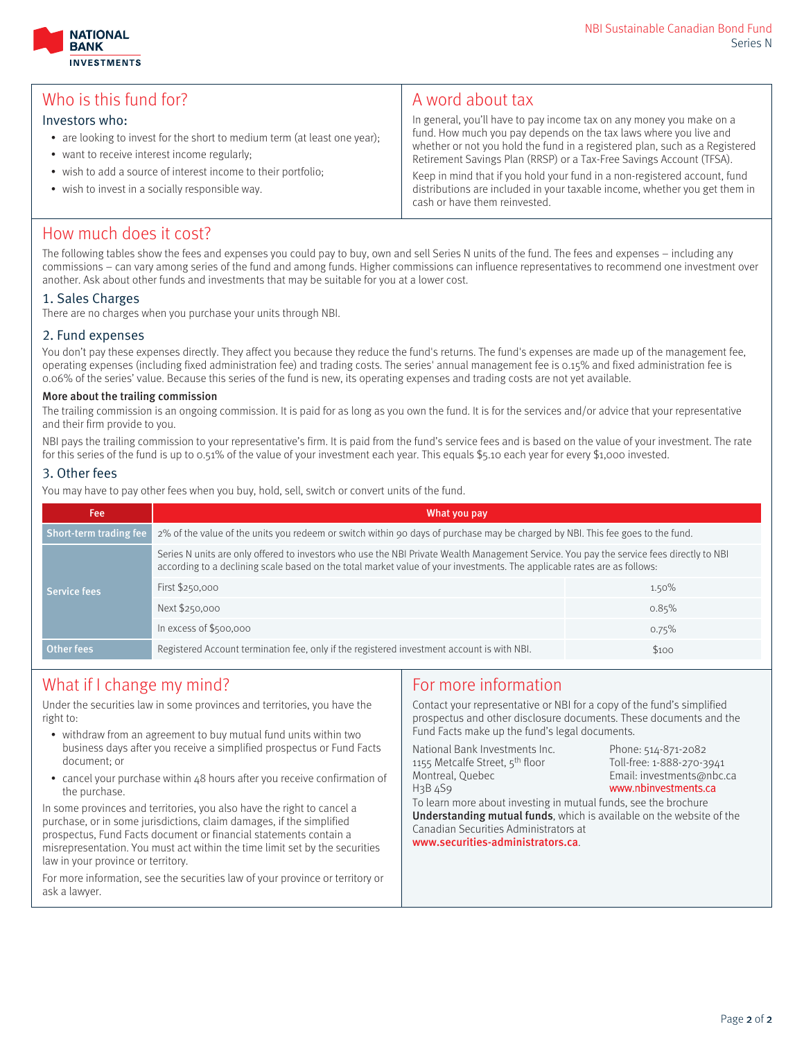NATIONAL BANK INVESTMENTS

NBI Sustainable Canadian Bond Fund
Series N

## Who is this fund for?

### Investors who:

- are looking to invest for the short to medium term (at least one year);
- want to receive interest income regularly;
- wish to add a source of interest income to their portfolio;
- wish to invest in a socially responsible way.

## A word about tax

In general, you'll have to pay income tax on any money you make on a fund. How much you pay depends on the tax laws where you live and whether or not you hold the fund in a registered plan, such as a Registered Retirement Savings Plan (RRSP) or a Tax-Free Savings Account (TFSA).

Keep in mind that if you hold your fund in a non-registered account, fund distributions are included in your taxable income, whether you get them in cash or have them reinvested.

## How much does it cost?

The following tables show the fees and expenses you could pay to buy, own and sell Series N units of the fund. The fees and expenses – including any commissions – can vary among series of the fund and among funds. Higher commissions can influence representatives to recommend one investment over another. Ask about other funds and investments that may be suitable for you at a lower cost.

### 1. Sales Charges

There are no charges when you purchase your units through NBI.

### 2. Fund expenses

You don't pay these expenses directly. They affect you because they reduce the fund's returns. The fund's expenses are made up of the management fee, operating expenses (including fixed administration fee) and trading costs. The series' annual management fee is 0.15% and fixed administration fee is 0.06% of the series' value. Because this series of the fund is new, its operating expenses and trading costs are not yet available.

**More about the trailing commission**

The trailing commission is an ongoing commission. It is paid for as long as you own the fund. It is for the services and/or advice that your representative and their firm provide to you.

NBI pays the trailing commission to your representative's firm. It is paid from the fund's service fees and is based on the value of your investment. The rate for this series of the fund is up to 0.51% of the value of your investment each year. This equals $5.10 each year for every $1,000 invested.

### 3. Other fees

You may have to pay other fees when you buy, hold, sell, switch or convert units of the fund.

| Fee | What you pay | |
|---|---|---|
| Short-term trading fee | 2% of the value of the units you redeem or switch within 90 days of purchase may be charged by NBI. This fee goes to the fund. | |
| Service fees | Series N units are only offered to investors who use the NBI Private Wealth Management Service. You pay the service fees directly to NBI according to a declining scale based on the total market value of your investments. The applicable rates are as follows: | |
| | First $250,000 | 1.50% |
| | Next $250,000 | 0.85% |
| | In excess of $500,000 | 0.75% |
| Other fees | Registered Account termination fee, only if the registered investment account is with NBI. | $100 |

## What if I change my mind?

Under the securities law in some provinces and territories, you have the right to:

- withdraw from an agreement to buy mutual fund units within two business days after you receive a simplified prospectus or Fund Facts document; or
- cancel your purchase within 48 hours after you receive confirmation of the purchase.

In some provinces and territories, you also have the right to cancel a purchase, or in some jurisdictions, claim damages, if the simplified prospectus, Fund Facts document or financial statements contain a misrepresentation. You must act within the time limit set by the securities law in your province or territory.

For more information, see the securities law of your province or territory or ask a lawyer.

## For more information

Contact your representative or NBI for a copy of the fund's simplified prospectus and other disclosure documents. These documents and the Fund Facts make up the fund's legal documents.

National Bank Investments Inc.
1155 Metcalfe Street, 5th floor
Montreal, Quebec
H3B 4S9

Phone: 514-871-2082
Toll-free: 1-888-270-3941
Email: investments@nbc.ca
www.nbinvestments.ca

To learn more about investing in mutual funds, see the brochure **Understanding mutual funds**, which is available on the website of the Canadian Securities Administrators at **www.securities-administrators.ca**.